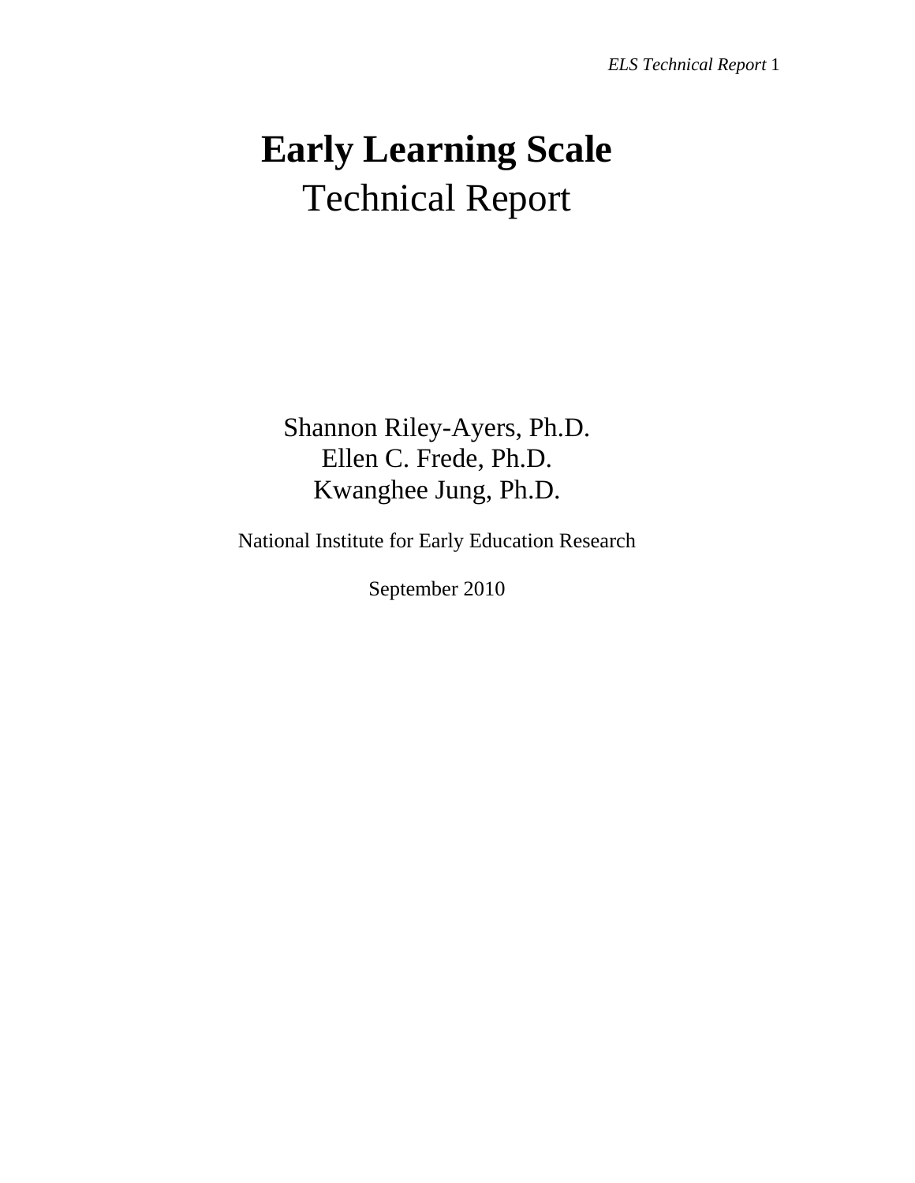# Early Learning Scale

Technical Report

Shannon Riley-Ayers, Ph.D.
Ellen C. Frede, Ph.D.
Kwanghee Jung, Ph.D.

National Institute for Early Education Research

September 2010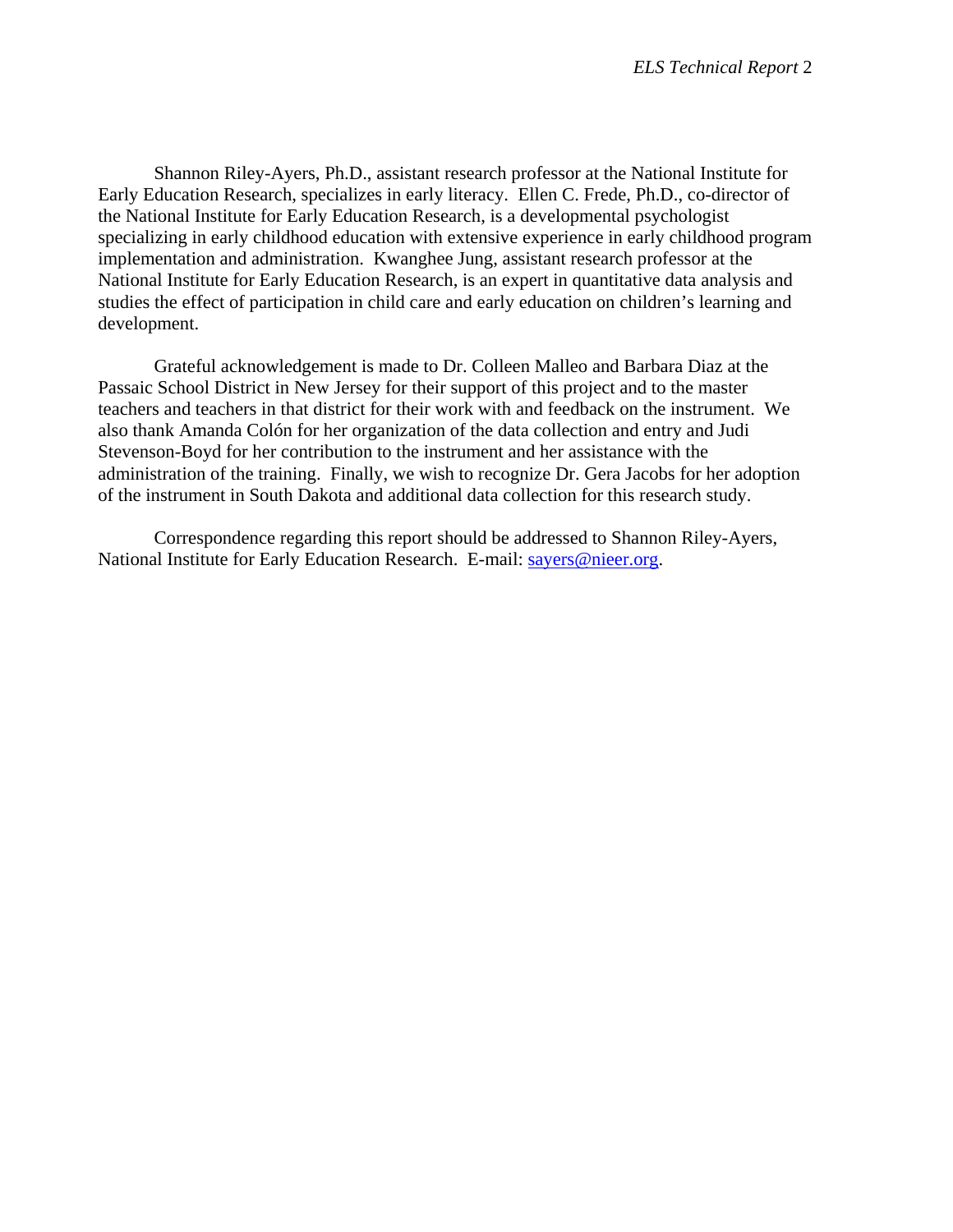Shannon Riley-Ayers, Ph.D., assistant research professor at the National Institute for Early Education Research, specializes in early literacy. Ellen C. Frede, Ph.D., co-director of the National Institute for Early Education Research, is a developmental psychologist specializing in early childhood education with extensive experience in early childhood program implementation and administration. Kwanghee Jung, assistant research professor at the National Institute for Early Education Research, is an expert in quantitative data analysis and studies the effect of participation in child care and early education on children's learning and development.

Grateful acknowledgement is made to Dr. Colleen Malleo and Barbara Diaz at the Passaic School District in New Jersey for their support of this project and to the master teachers and teachers in that district for their work with and feedback on the instrument. We also thank Amanda Colón for her organization of the data collection and entry and Judi Stevenson-Boyd for her contribution to the instrument and her assistance with the administration of the training. Finally, we wish to recognize Dr. Gera Jacobs for her adoption of the instrument in South Dakota and additional data collection for this research study.

Correspondence regarding this report should be addressed to Shannon Riley-Ayers, National Institute for Early Education Research. E-mail: sayers@nieer.org.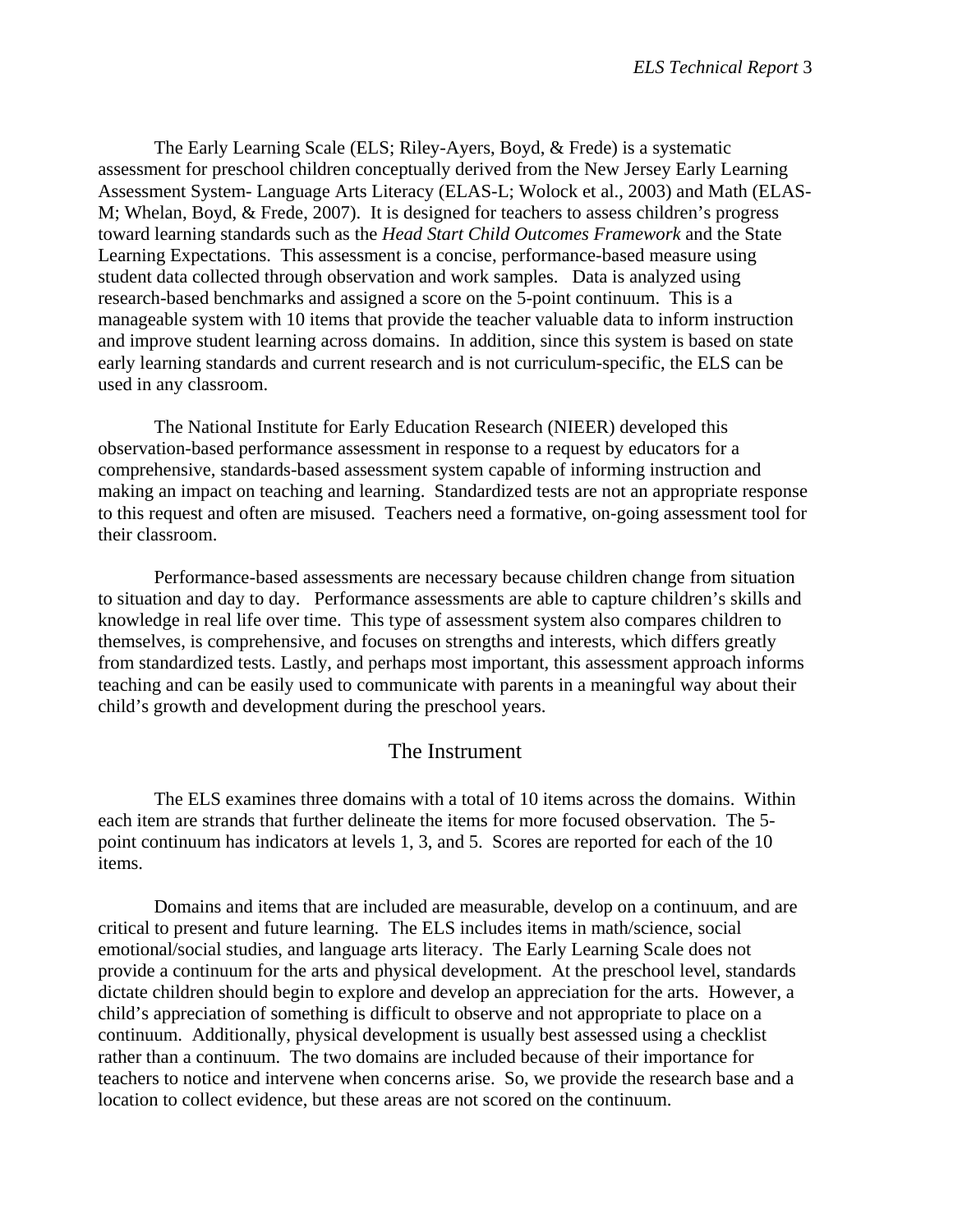The Early Learning Scale (ELS; Riley-Ayers, Boyd, & Frede) is a systematic assessment for preschool children conceptually derived from the New Jersey Early Learning Assessment System- Language Arts Literacy (ELAS-L; Wolock et al., 2003) and Math (ELAS-M; Whelan, Boyd, & Frede, 2007). It is designed for teachers to assess children's progress toward learning standards such as the *Head Start Child Outcomes Framework* and the State Learning Expectations. This assessment is a concise, performance-based measure using student data collected through observation and work samples. Data is analyzed using research-based benchmarks and assigned a score on the 5-point continuum. This is a manageable system with 10 items that provide the teacher valuable data to inform instruction and improve student learning across domains. In addition, since this system is based on state early learning standards and current research and is not curriculum-specific, the ELS can be used in any classroom.

The National Institute for Early Education Research (NIEER) developed this observation-based performance assessment in response to a request by educators for a comprehensive, standards-based assessment system capable of informing instruction and making an impact on teaching and learning. Standardized tests are not an appropriate response to this request and often are misused. Teachers need a formative, on-going assessment tool for their classroom.

Performance-based assessments are necessary because children change from situation to situation and day to day. Performance assessments are able to capture children's skills and knowledge in real life over time. This type of assessment system also compares children to themselves, is comprehensive, and focuses on strengths and interests, which differs greatly from standardized tests. Lastly, and perhaps most important, this assessment approach informs teaching and can be easily used to communicate with parents in a meaningful way about their child's growth and development during the preschool years.

## The Instrument

The ELS examines three domains with a total of 10 items across the domains. Within each item are strands that further delineate the items for more focused observation. The 5-point continuum has indicators at levels 1, 3, and 5. Scores are reported for each of the 10 items.

Domains and items that are included are measurable, develop on a continuum, and are critical to present and future learning. The ELS includes items in math/science, social emotional/social studies, and language arts literacy. The Early Learning Scale does not provide a continuum for the arts and physical development. At the preschool level, standards dictate children should begin to explore and develop an appreciation for the arts. However, a child's appreciation of something is difficult to observe and not appropriate to place on a continuum. Additionally, physical development is usually best assessed using a checklist rather than a continuum. The two domains are included because of their importance for teachers to notice and intervene when concerns arise. So, we provide the research base and a location to collect evidence, but these areas are not scored on the continuum.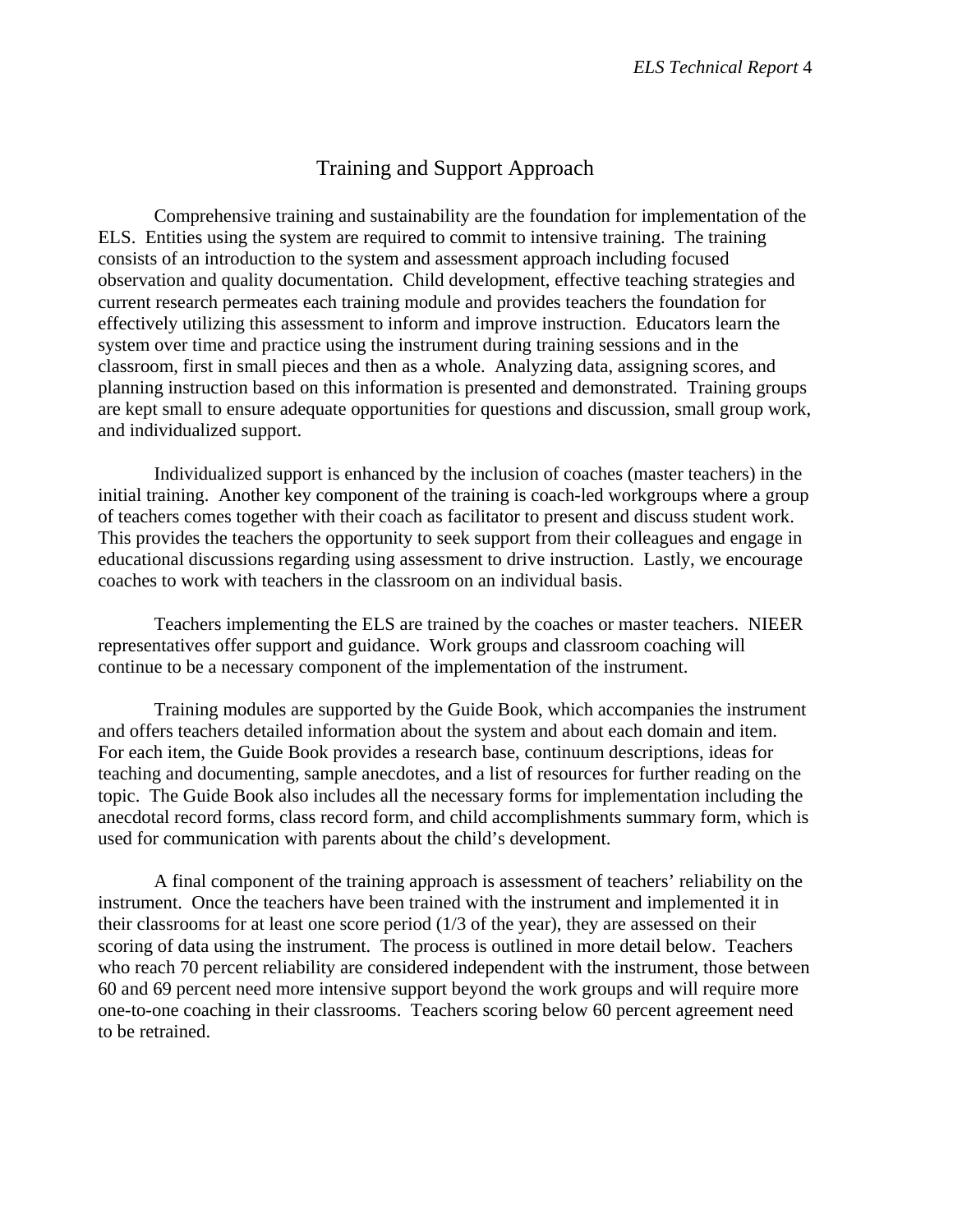## Training and Support Approach

Comprehensive training and sustainability are the foundation for implementation of the ELS. Entities using the system are required to commit to intensive training. The training consists of an introduction to the system and assessment approach including focused observation and quality documentation. Child development, effective teaching strategies and current research permeates each training module and provides teachers the foundation for effectively utilizing this assessment to inform and improve instruction. Educators learn the system over time and practice using the instrument during training sessions and in the classroom, first in small pieces and then as a whole. Analyzing data, assigning scores, and planning instruction based on this information is presented and demonstrated. Training groups are kept small to ensure adequate opportunities for questions and discussion, small group work, and individualized support.

Individualized support is enhanced by the inclusion of coaches (master teachers) in the initial training. Another key component of the training is coach-led workgroups where a group of teachers comes together with their coach as facilitator to present and discuss student work. This provides the teachers the opportunity to seek support from their colleagues and engage in educational discussions regarding using assessment to drive instruction. Lastly, we encourage coaches to work with teachers in the classroom on an individual basis.

Teachers implementing the ELS are trained by the coaches or master teachers. NIEER representatives offer support and guidance. Work groups and classroom coaching will continue to be a necessary component of the implementation of the instrument.

Training modules are supported by the Guide Book, which accompanies the instrument and offers teachers detailed information about the system and about each domain and item. For each item, the Guide Book provides a research base, continuum descriptions, ideas for teaching and documenting, sample anecdotes, and a list of resources for further reading on the topic. The Guide Book also includes all the necessary forms for implementation including the anecdotal record forms, class record form, and child accomplishments summary form, which is used for communication with parents about the child's development.

A final component of the training approach is assessment of teachers' reliability on the instrument. Once the teachers have been trained with the instrument and implemented it in their classrooms for at least one score period (1/3 of the year), they are assessed on their scoring of data using the instrument. The process is outlined in more detail below. Teachers who reach 70 percent reliability are considered independent with the instrument, those between 60 and 69 percent need more intensive support beyond the work groups and will require more one-to-one coaching in their classrooms. Teachers scoring below 60 percent agreement need to be retrained.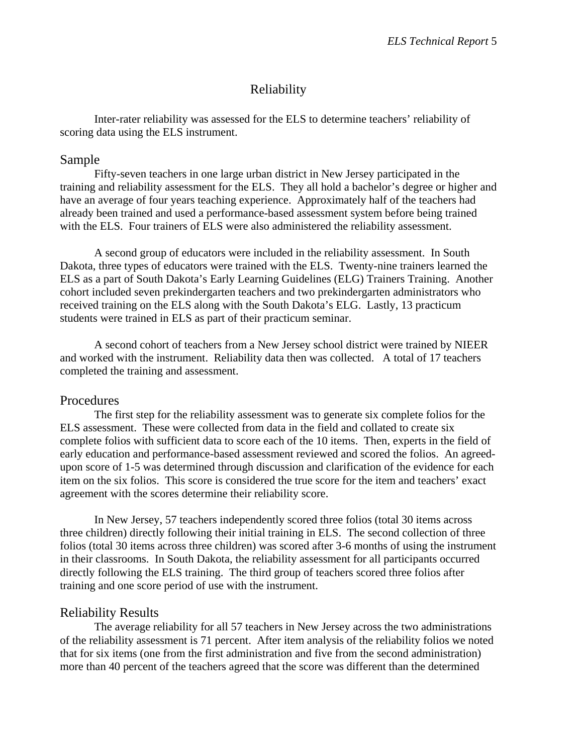# Reliability

Inter-rater reliability was assessed for the ELS to determine teachers' reliability of scoring data using the ELS instrument.

## Sample

Fifty-seven teachers in one large urban district in New Jersey participated in the training and reliability assessment for the ELS. They all hold a bachelor's degree or higher and have an average of four years teaching experience. Approximately half of the teachers had already been trained and used a performance-based assessment system before being trained with the ELS. Four trainers of ELS were also administered the reliability assessment.

A second group of educators were included in the reliability assessment. In South Dakota, three types of educators were trained with the ELS. Twenty-nine trainers learned the ELS as a part of South Dakota's Early Learning Guidelines (ELG) Trainers Training. Another cohort included seven prekindergarten teachers and two prekindergarten administrators who received training on the ELS along with the South Dakota's ELG. Lastly, 13 practicum students were trained in ELS as part of their practicum seminar.

A second cohort of teachers from a New Jersey school district were trained by NIEER and worked with the instrument. Reliability data then was collected. A total of 17 teachers completed the training and assessment.

## Procedures

The first step for the reliability assessment was to generate six complete folios for the ELS assessment. These were collected from data in the field and collated to create six complete folios with sufficient data to score each of the 10 items. Then, experts in the field of early education and performance-based assessment reviewed and scored the folios. An agreed-upon score of 1-5 was determined through discussion and clarification of the evidence for each item on the six folios. This score is considered the true score for the item and teachers' exact agreement with the scores determine their reliability score.

In New Jersey, 57 teachers independently scored three folios (total 30 items across three children) directly following their initial training in ELS. The second collection of three folios (total 30 items across three children) was scored after 3-6 months of using the instrument in their classrooms. In South Dakota, the reliability assessment for all participants occurred directly following the ELS training. The third group of teachers scored three folios after training and one score period of use with the instrument.

## Reliability Results

The average reliability for all 57 teachers in New Jersey across the two administrations of the reliability assessment is 71 percent. After item analysis of the reliability folios we noted that for six items (one from the first administration and five from the second administration) more than 40 percent of the teachers agreed that the score was different than the determined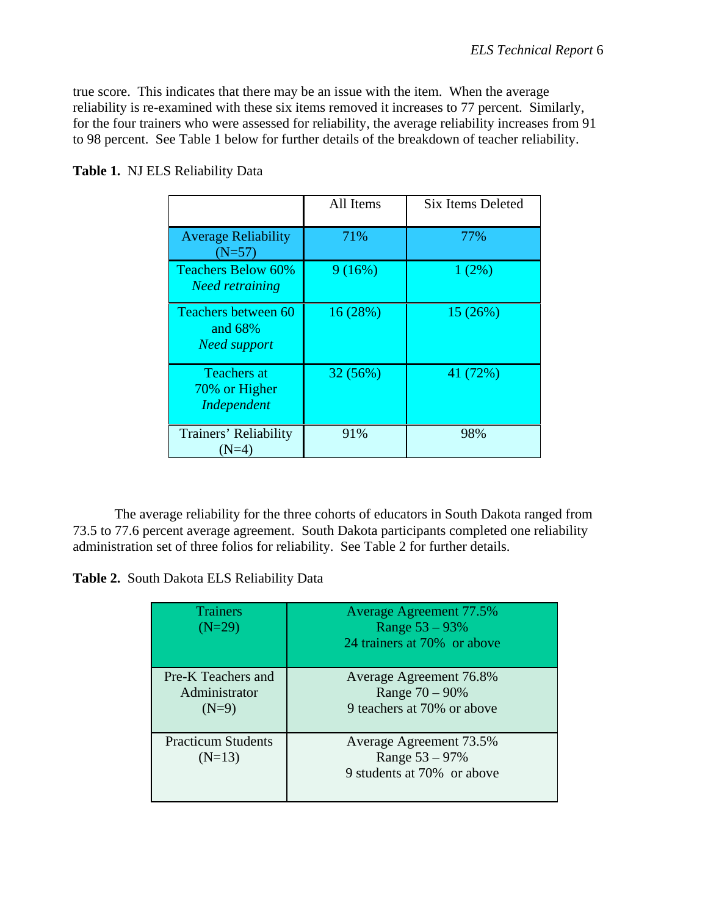true score. This indicates that there may be an issue with the item. When the average reliability is re-examined with these six items removed it increases to 77 percent. Similarly, for the four trainers who were assessed for reliability, the average reliability increases from 91 to 98 percent. See Table 1 below for further details of the breakdown of teacher reliability.

**Table 1.** NJ ELS Reliability Data

| | All Items | Six Items Deleted |
|---|---|---|
| Average Reliability (N=57) | 71% | 77% |
| Teachers Below 60% *Need retraining* | 9 (16%) | 1 (2%) |
| Teachers between 60 and 68% *Need support* | 16 (28%) | 15 (26%) |
| Teachers at 70% or Higher *Independent* | 32 (56%) | 41 (72%) |
| Trainers' Reliability (N=4) | 91% | 98% |

The average reliability for the three cohorts of educators in South Dakota ranged from 73.5 to 77.6 percent average agreement. South Dakota participants completed one reliability administration set of three folios for reliability. See Table 2 for further details.

**Table 2.** South Dakota ELS Reliability Data

| | |
|---|---|
| Trainers (N=29) | Average Agreement 77.5%<br>Range 53 – 93%<br>24 trainers at 70% or above |
| Pre-K Teachers and Administrator (N=9) | Average Agreement 76.8%<br>Range 70 – 90%<br>9 teachers at 70% or above |
| Practicum Students (N=13) | Average Agreement 73.5%<br>Range 53 – 97%<br>9 students at 70% or above |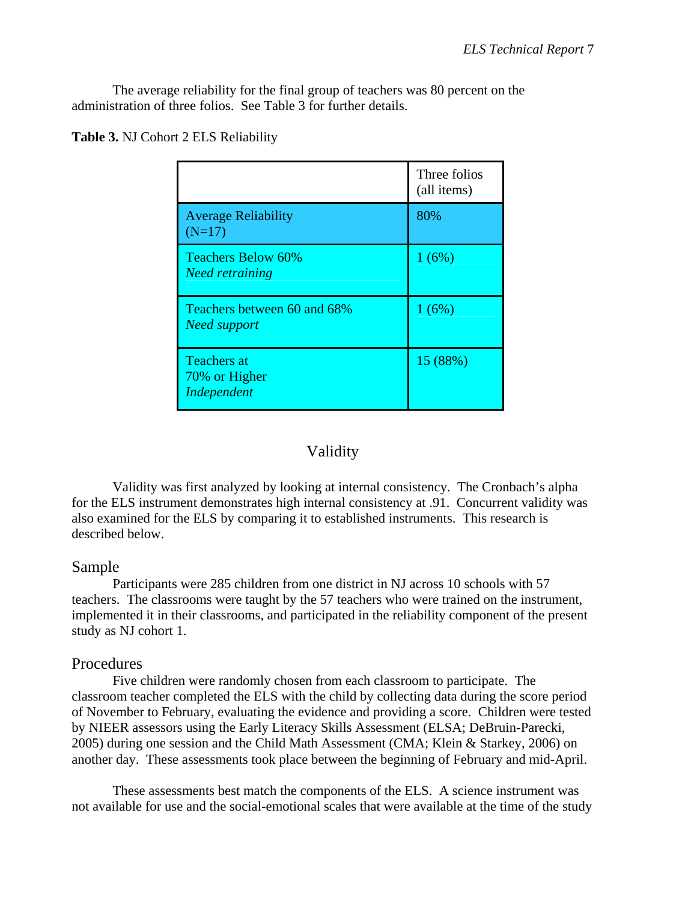The average reliability for the final group of teachers was 80 percent on the administration of three folios. See Table 3 for further details.

**Table 3.** NJ Cohort 2 ELS Reliability

| | Three folios (all items) |
|---|---|
| Average Reliability (N=17) | 80% |
| Teachers Below 60% *Need retraining* | 1 (6%) |
| Teachers between 60 and 68% *Need support* | 1 (6%) |
| Teachers at 70% or Higher *Independent* | 15 (88%) |

## Validity

Validity was first analyzed by looking at internal consistency. The Cronbach's alpha for the ELS instrument demonstrates high internal consistency at .91. Concurrent validity was also examined for the ELS by comparing it to established instruments. This research is described below.

### Sample

Participants were 285 children from one district in NJ across 10 schools with 57 teachers. The classrooms were taught by the 57 teachers who were trained on the instrument, implemented it in their classrooms, and participated in the reliability component of the present study as NJ cohort 1.

### Procedures

Five children were randomly chosen from each classroom to participate. The classroom teacher completed the ELS with the child by collecting data during the score period of November to February, evaluating the evidence and providing a score. Children were tested by NIEER assessors using the Early Literacy Skills Assessment (ELSA; DeBruin-Parecki, 2005) during one session and the Child Math Assessment (CMA; Klein & Starkey, 2006) on another day. These assessments took place between the beginning of February and mid-April.

These assessments best match the components of the ELS. A science instrument was not available for use and the social-emotional scales that were available at the time of the study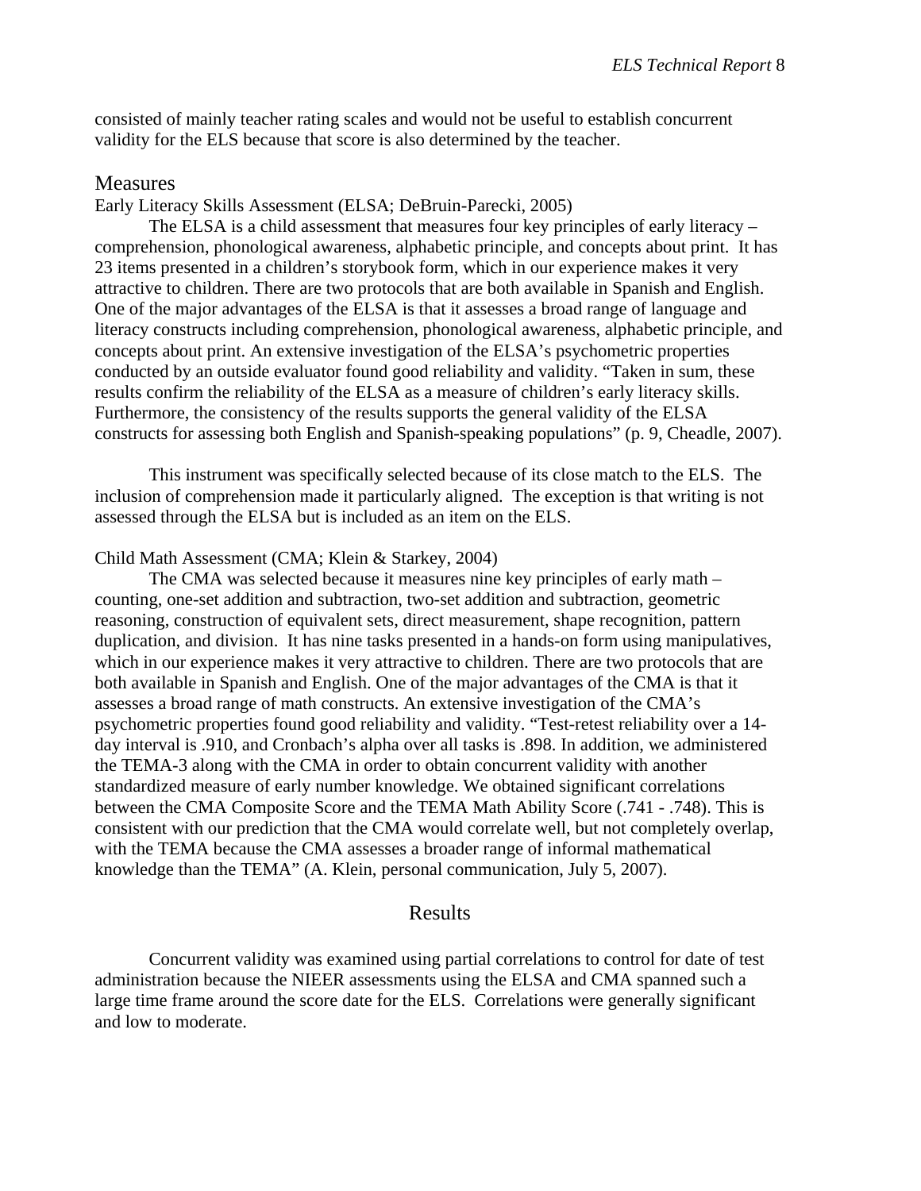consisted of mainly teacher rating scales and would not be useful to establish concurrent validity for the ELS because that score is also determined by the teacher.

## Measures

### Early Literacy Skills Assessment (ELSA; DeBruin-Parecki, 2005)

The ELSA is a child assessment that measures four key principles of early literacy – comprehension, phonological awareness, alphabetic principle, and concepts about print. It has 23 items presented in a children's storybook form, which in our experience makes it very attractive to children. There are two protocols that are both available in Spanish and English. One of the major advantages of the ELSA is that it assesses a broad range of language and literacy constructs including comprehension, phonological awareness, alphabetic principle, and concepts about print. An extensive investigation of the ELSA's psychometric properties conducted by an outside evaluator found good reliability and validity. "Taken in sum, these results confirm the reliability of the ELSA as a measure of children's early literacy skills. Furthermore, the consistency of the results supports the general validity of the ELSA constructs for assessing both English and Spanish-speaking populations" (p. 9, Cheadle, 2007).

This instrument was specifically selected because of its close match to the ELS. The inclusion of comprehension made it particularly aligned. The exception is that writing is not assessed through the ELSA but is included as an item on the ELS.

### Child Math Assessment (CMA; Klein & Starkey, 2004)

The CMA was selected because it measures nine key principles of early math – counting, one-set addition and subtraction, two-set addition and subtraction, geometric reasoning, construction of equivalent sets, direct measurement, shape recognition, pattern duplication, and division. It has nine tasks presented in a hands-on form using manipulatives, which in our experience makes it very attractive to children. There are two protocols that are both available in Spanish and English. One of the major advantages of the CMA is that it assesses a broad range of math constructs. An extensive investigation of the CMA's psychometric properties found good reliability and validity. "Test-retest reliability over a 14-day interval is .910, and Cronbach's alpha over all tasks is .898. In addition, we administered the TEMA-3 along with the CMA in order to obtain concurrent validity with another standardized measure of early number knowledge. We obtained significant correlations between the CMA Composite Score and the TEMA Math Ability Score (.741 - .748). This is consistent with our prediction that the CMA would correlate well, but not completely overlap, with the TEMA because the CMA assesses a broader range of informal mathematical knowledge than the TEMA" (A. Klein, personal communication, July 5, 2007).

## Results

Concurrent validity was examined using partial correlations to control for date of test administration because the NIEER assessments using the ELSA and CMA spanned such a large time frame around the score date for the ELS. Correlations were generally significant and low to moderate.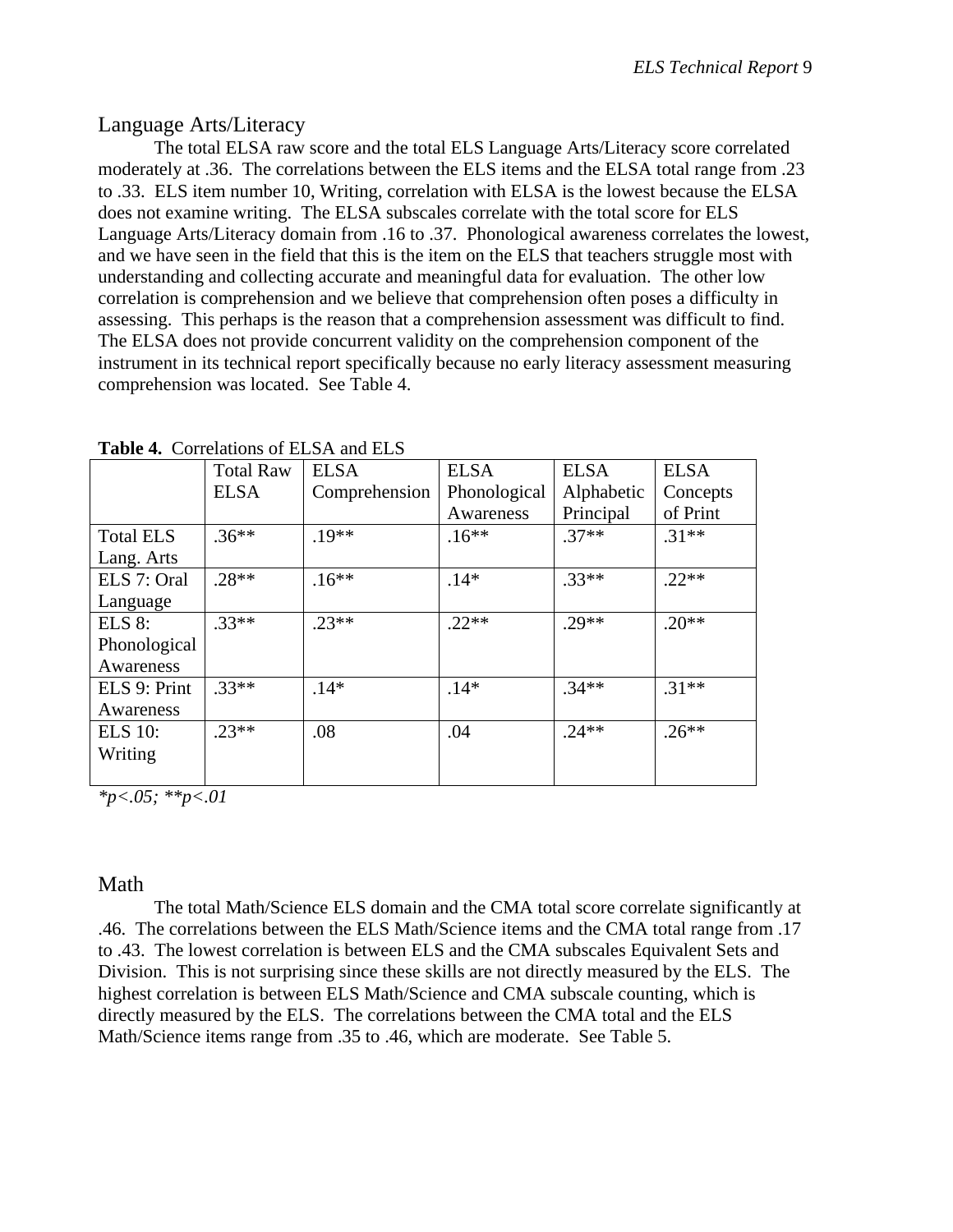## Language Arts/Literacy

The total ELSA raw score and the total ELS Language Arts/Literacy score correlated moderately at .36. The correlations between the ELS items and the ELSA total range from .23 to .33. ELS item number 10, Writing, correlation with ELSA is the lowest because the ELSA does not examine writing. The ELSA subscales correlate with the total score for ELS Language Arts/Literacy domain from .16 to .37. Phonological awareness correlates the lowest, and we have seen in the field that this is the item on the ELS that teachers struggle most with understanding and collecting accurate and meaningful data for evaluation. The other low correlation is comprehension and we believe that comprehension often poses a difficulty in assessing. This perhaps is the reason that a comprehension assessment was difficult to find. The ELSA does not provide concurrent validity on the comprehension component of the instrument in its technical report specifically because no early literacy assessment measuring comprehension was located. See Table 4.

**Table 4.** Correlations of ELSA and ELS

| | Total Raw ELSA | ELSA Comprehension | ELSA Phonological Awareness | ELSA Alphabetic Principal | ELSA Concepts of Print |
|---|---|---|---|---|---|
| Total ELS Lang. Arts | .36** | .19** | .16** | .37** | .31** |
| ELS 7: Oral Language | .28** | .16** | .14* | .33** | .22** |
| ELS 8: Phonological Awareness | .33** | .23** | .22** | .29** | .20** |
| ELS 9: Print Awareness | .33** | .14* | .14* | .34** | .31** |
| ELS 10: Writing | .23** | .08 | .04 | .24** | .26** |

*\*p<.05; \*\*p<.01*

## Math

The total Math/Science ELS domain and the CMA total score correlate significantly at .46. The correlations between the ELS Math/Science items and the CMA total range from .17 to .43. The lowest correlation is between ELS and the CMA subscales Equivalent Sets and Division. This is not surprising since these skills are not directly measured by the ELS. The highest correlation is between ELS Math/Science and CMA subscale counting, which is directly measured by the ELS. The correlations between the CMA total and the ELS Math/Science items range from .35 to .46, which are moderate. See Table 5.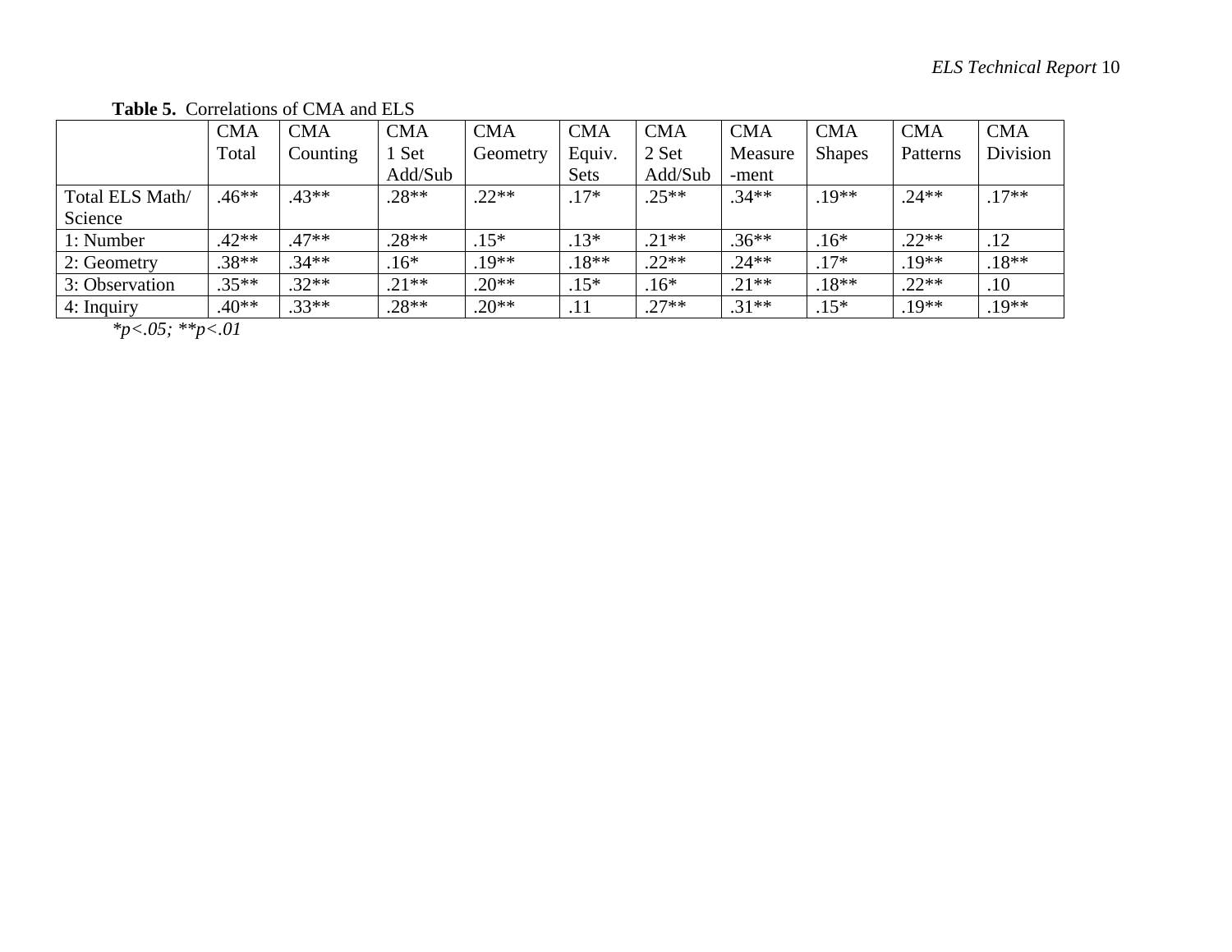**Table 5.** Correlations of CMA and ELS

| | CMA Total | CMA Counting | CMA 1 Set Add/Sub | CMA Geometry | CMA Equiv. Sets | CMA 2 Set Add/Sub | CMA Measure-ment | CMA Shapes | CMA Patterns | CMA Division |
|---|---|---|---|---|---|---|---|---|---|---|
| Total ELS Math/ Science | .46** | .43** | .28** | .22** | .17* | .25** | .34** | .19** | .24** | .17** |
| 1: Number | .42** | .47** | .28** | .15* | .13* | .21** | .36** | .16* | .22** | .12 |
| 2: Geometry | .38** | .34** | .16* | .19** | .18** | .22** | .24** | .17* | .19** | .18** |
| 3: Observation | .35** | .32** | .21** | .20** | .15* | .16* | .21** | .18** | .22** | .10 |
| 4: Inquiry | .40** | .33** | .28** | .20** | .11 | .27** | .31** | .15* | .19** | .19** |

*$*p<.05$; $**p<.01$*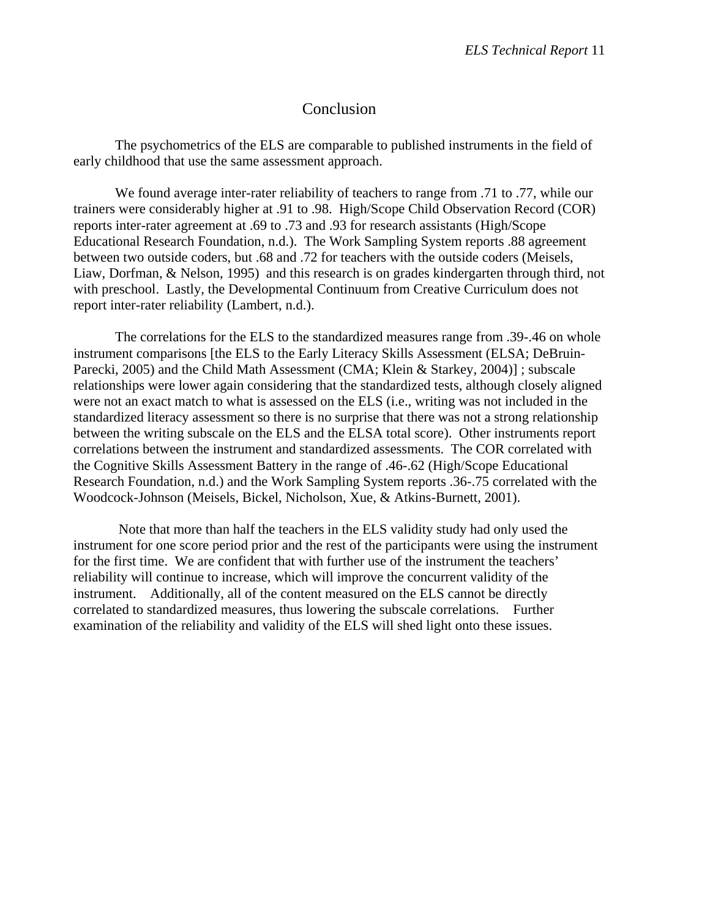# Conclusion

The psychometrics of the ELS are comparable to published instruments in the field of early childhood that use the same assessment approach.

We found average inter-rater reliability of teachers to range from .71 to .77, while our trainers were considerably higher at .91 to .98. High/Scope Child Observation Record (COR) reports inter-rater agreement at .69 to .73 and .93 for research assistants (High/Scope Educational Research Foundation, n.d.). The Work Sampling System reports .88 agreement between two outside coders, but .68 and .72 for teachers with the outside coders (Meisels, Liaw, Dorfman, & Nelson, 1995) and this research is on grades kindergarten through third, not with preschool. Lastly, the Developmental Continuum from Creative Curriculum does not report inter-rater reliability (Lambert, n.d.).

The correlations for the ELS to the standardized measures range from .39-.46 on whole instrument comparisons [the ELS to the Early Literacy Skills Assessment (ELSA; DeBruin-Parecki, 2005) and the Child Math Assessment (CMA; Klein & Starkey, 2004)] ; subscale relationships were lower again considering that the standardized tests, although closely aligned were not an exact match to what is assessed on the ELS (i.e., writing was not included in the standardized literacy assessment so there is no surprise that there was not a strong relationship between the writing subscale on the ELS and the ELSA total score). Other instruments report correlations between the instrument and standardized assessments. The COR correlated with the Cognitive Skills Assessment Battery in the range of .46-.62 (High/Scope Educational Research Foundation, n.d.) and the Work Sampling System reports .36-.75 correlated with the Woodcock-Johnson (Meisels, Bickel, Nicholson, Xue, & Atkins-Burnett, 2001).

Note that more than half the teachers in the ELS validity study had only used the instrument for one score period prior and the rest of the participants were using the instrument for the first time. We are confident that with further use of the instrument the teachers' reliability will continue to increase, which will improve the concurrent validity of the instrument. Additionally, all of the content measured on the ELS cannot be directly correlated to standardized measures, thus lowering the subscale correlations. Further examination of the reliability and validity of the ELS will shed light onto these issues.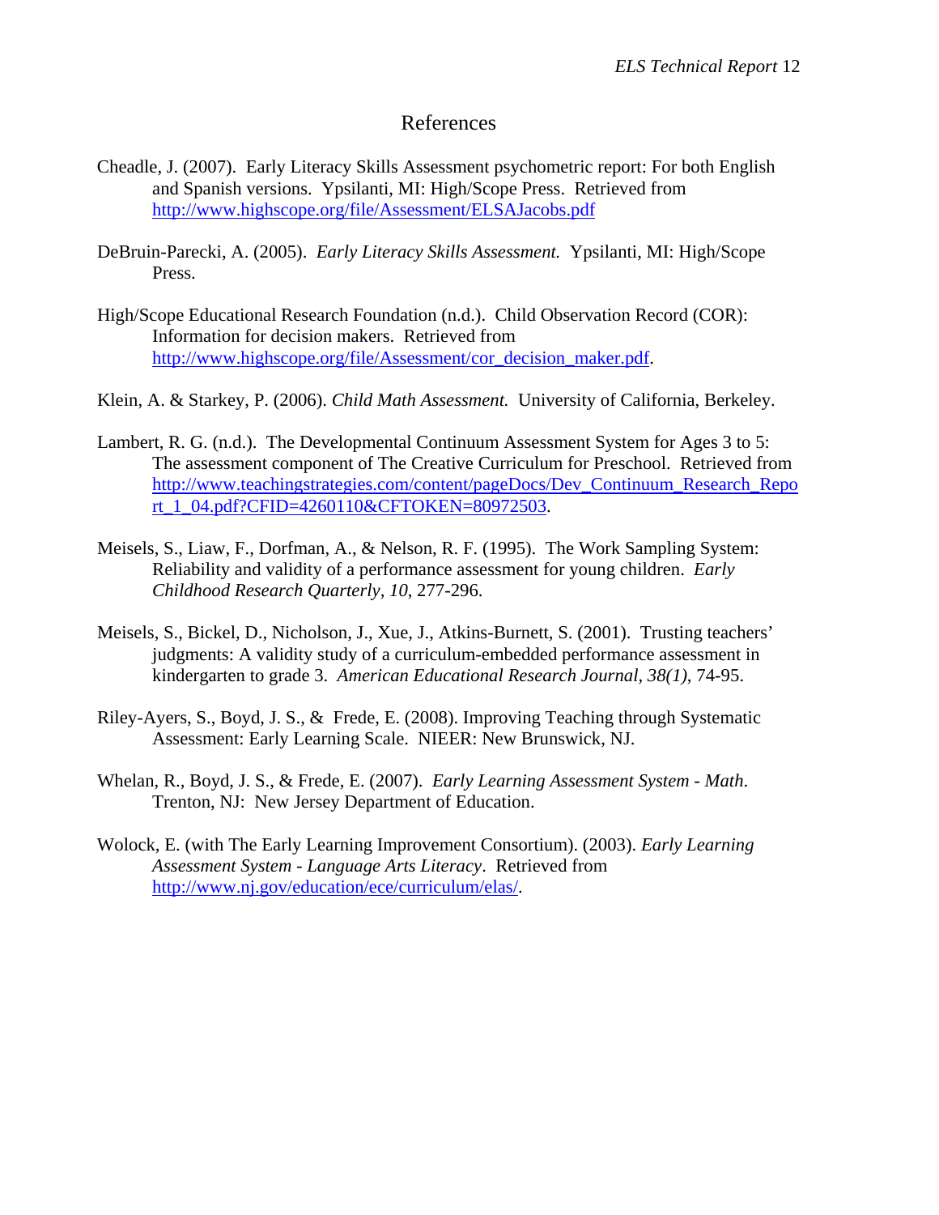# References

Cheadle, J. (2007). Early Literacy Skills Assessment psychometric report: For both English and Spanish versions. Ypsilanti, MI: High/Scope Press. Retrieved from http://www.highscope.org/file/Assessment/ELSAJacobs.pdf

DeBruin-Parecki, A. (2005). *Early Literacy Skills Assessment.* Ypsilanti, MI: High/Scope Press.

High/Scope Educational Research Foundation (n.d.). Child Observation Record (COR): Information for decision makers. Retrieved from http://www.highscope.org/file/Assessment/cor_decision_maker.pdf.

Klein, A. & Starkey, P. (2006). *Child Math Assessment.* University of California, Berkeley.

Lambert, R. G. (n.d.). The Developmental Continuum Assessment System for Ages 3 to 5: The assessment component of The Creative Curriculum for Preschool. Retrieved from http://www.teachingstrategies.com/content/pageDocs/Dev_Continuum_Research_Report_1_04.pdf?CFID=4260110&CFTOKEN=80972503.

Meisels, S., Liaw, F., Dorfman, A., & Nelson, R. F. (1995). The Work Sampling System: Reliability and validity of a performance assessment for young children. *Early Childhood Research Quarterly, 10*, 277-296.

Meisels, S., Bickel, D., Nicholson, J., Xue, J., Atkins-Burnett, S. (2001). Trusting teachers' judgments: A validity study of a curriculum-embedded performance assessment in kindergarten to grade 3. *American Educational Research Journal, 38(1)*, 74-95.

Riley-Ayers, S., Boyd, J. S., & Frede, E. (2008). Improving Teaching through Systematic Assessment: Early Learning Scale. NIEER: New Brunswick, NJ.

Whelan, R., Boyd, J. S., & Frede, E. (2007). *Early Learning Assessment System - Math*. Trenton, NJ: New Jersey Department of Education.

Wolock, E. (with The Early Learning Improvement Consortium). (2003). *Early Learning Assessment System - Language Arts Literacy*. Retrieved from http://www.nj.gov/education/ece/curriculum/elas/.